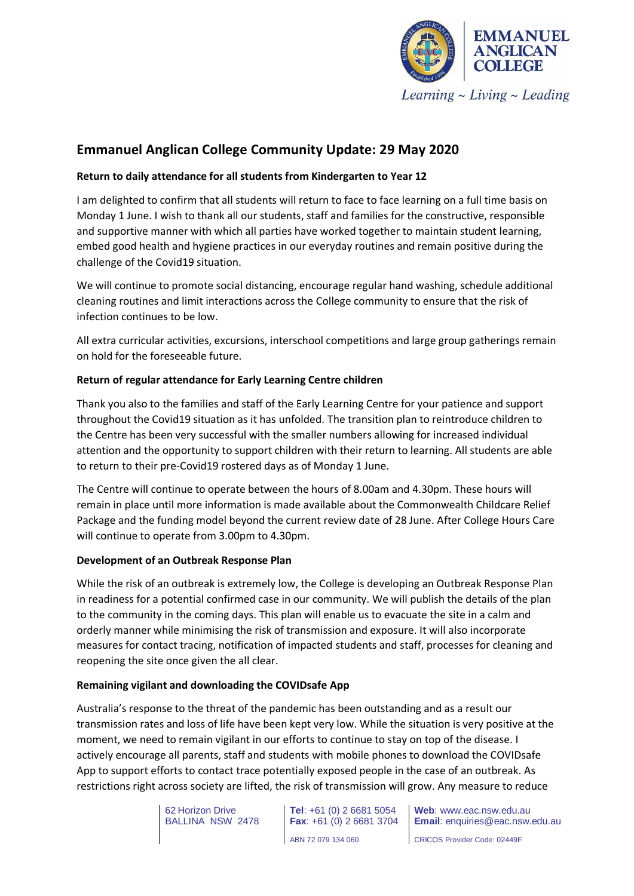EMMANUEL ANGLICAN COLLEGE

*Learning ~ Living ~ Leading*

# Emmanuel Anglican College Community Update: 29 May 2020

**Return to daily attendance for all students from Kindergarten to Year 12**

I am delighted to confirm that all students will return to face to face learning on a full time basis on Monday 1 June. I wish to thank all our students, staff and families for the constructive, responsible and supportive manner with which all parties have worked together to maintain student learning, embed good health and hygiene practices in our everyday routines and remain positive during the challenge of the Covid19 situation.

We will continue to promote social distancing, encourage regular hand washing, schedule additional cleaning routines and limit interactions across the College community to ensure that the risk of infection continues to be low.

All extra curricular activities, excursions, interschool competitions and large group gatherings remain on hold for the foreseeable future.

**Return of regular attendance for Early Learning Centre children**

Thank you also to the families and staff of the Early Learning Centre for your patience and support throughout the Covid19 situation as it has unfolded. The transition plan to reintroduce children to the Centre has been very successful with the smaller numbers allowing for increased individual attention and the opportunity to support children with their return to learning. All students are able to return to their pre-Covid19 rostered days as of Monday 1 June.

The Centre will continue to operate between the hours of 8.00am and 4.30pm. These hours will remain in place until more information is made available about the Commonwealth Childcare Relief Package and the funding model beyond the current review date of 28 June. After College Hours Care will continue to operate from 3.00pm to 4.30pm.

**Development of an Outbreak Response Plan**

While the risk of an outbreak is extremely low, the College is developing an Outbreak Response Plan in readiness for a potential confirmed case in our community. We will publish the details of the plan to the community in the coming days. This plan will enable us to evacuate the site in a calm and orderly manner while minimising the risk of transmission and exposure. It will also incorporate measures for contact tracing, notification of impacted students and staff, processes for cleaning and reopening the site once given the all clear.

**Remaining vigilant and downloading the COVIDsafe App**

Australia's response to the threat of the pandemic has been outstanding and as a result our transmission rates and loss of life have been kept very low. While the situation is very positive at the moment, we need to remain vigilant in our efforts to continue to stay on top of the disease. I actively encourage all parents, staff and students with mobile phones to download the COVIDsafe App to support efforts to contact trace potentially exposed people in the case of an outbreak. As restrictions right across society are lifted, the risk of transmission will grow. Any measure to reduce

62 Horizon Drive
BALLINA NSW 2478

**Tel**: +61 (0) 2 6681 5054
**Fax**: +61 (0) 2 6681 3704
ABN 72 079 134 060

**Web**: www.eac.nsw.edu.au
**Email**: enquiries@eac.nsw.edu.au
CRICOS Provider Code: 02449F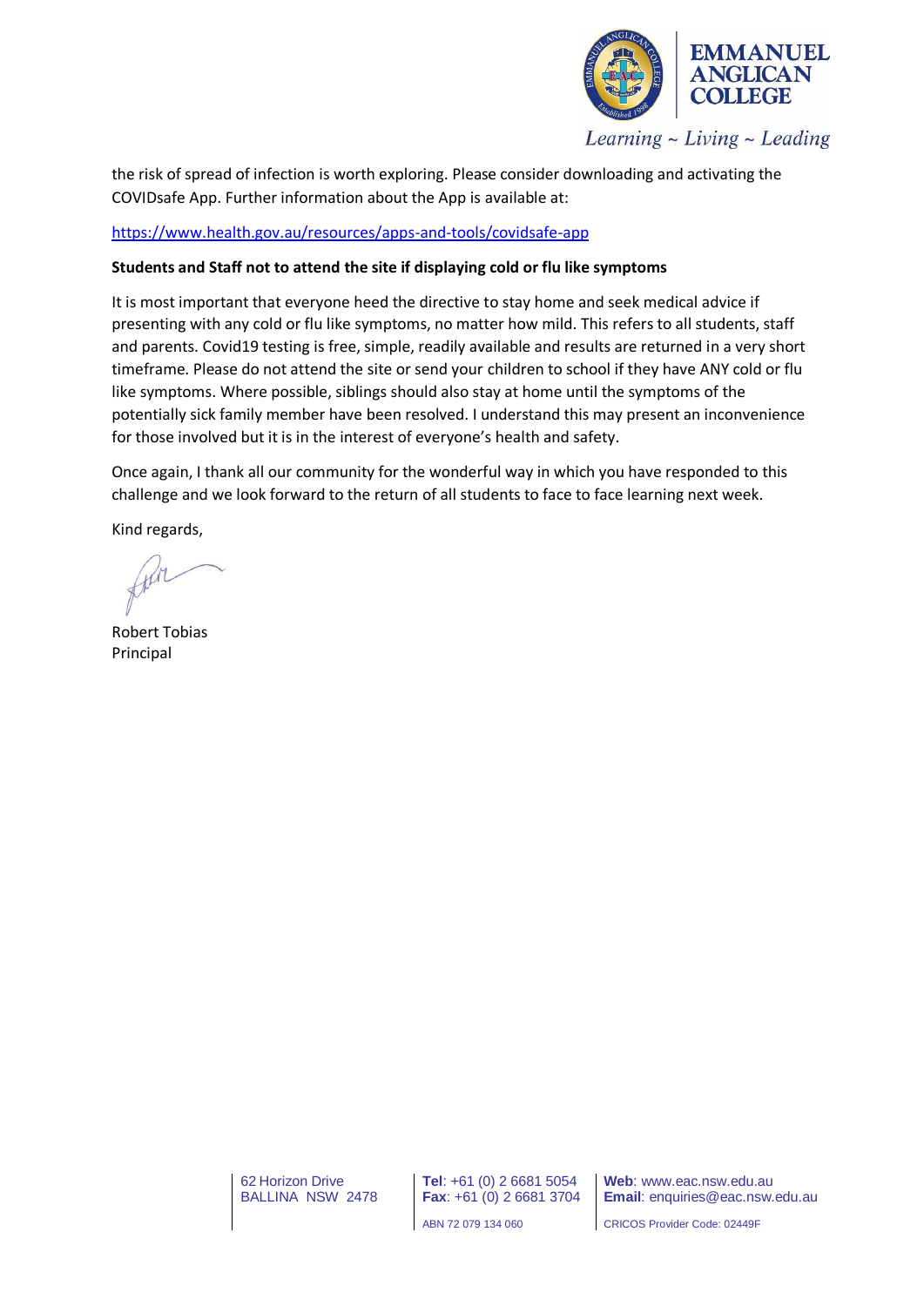the risk of spread of infection is worth exploring. Please consider downloading and activating the COVIDsafe App. Further information about the App is available at:

https://www.health.gov.au/resources/apps-and-tools/covidsafe-app

**Students and Staff not to attend the site if displaying cold or flu like symptoms**

It is most important that everyone heed the directive to stay home and seek medical advice if presenting with any cold or flu like symptoms, no matter how mild. This refers to all students, staff and parents. Covid19 testing is free, simple, readily available and results are returned in a very short timeframe. Please do not attend the site or send your children to school if they have ANY cold or flu like symptoms. Where possible, siblings should also stay at home until the symptoms of the potentially sick family member have been resolved. I understand this may present an inconvenience for those involved but it is in the interest of everyone's health and safety.

Once again, I thank all our community for the wonderful way in which you have responded to this challenge and we look forward to the return of all students to face to face learning next week.

Kind regards,

Robert Tobias
Principal